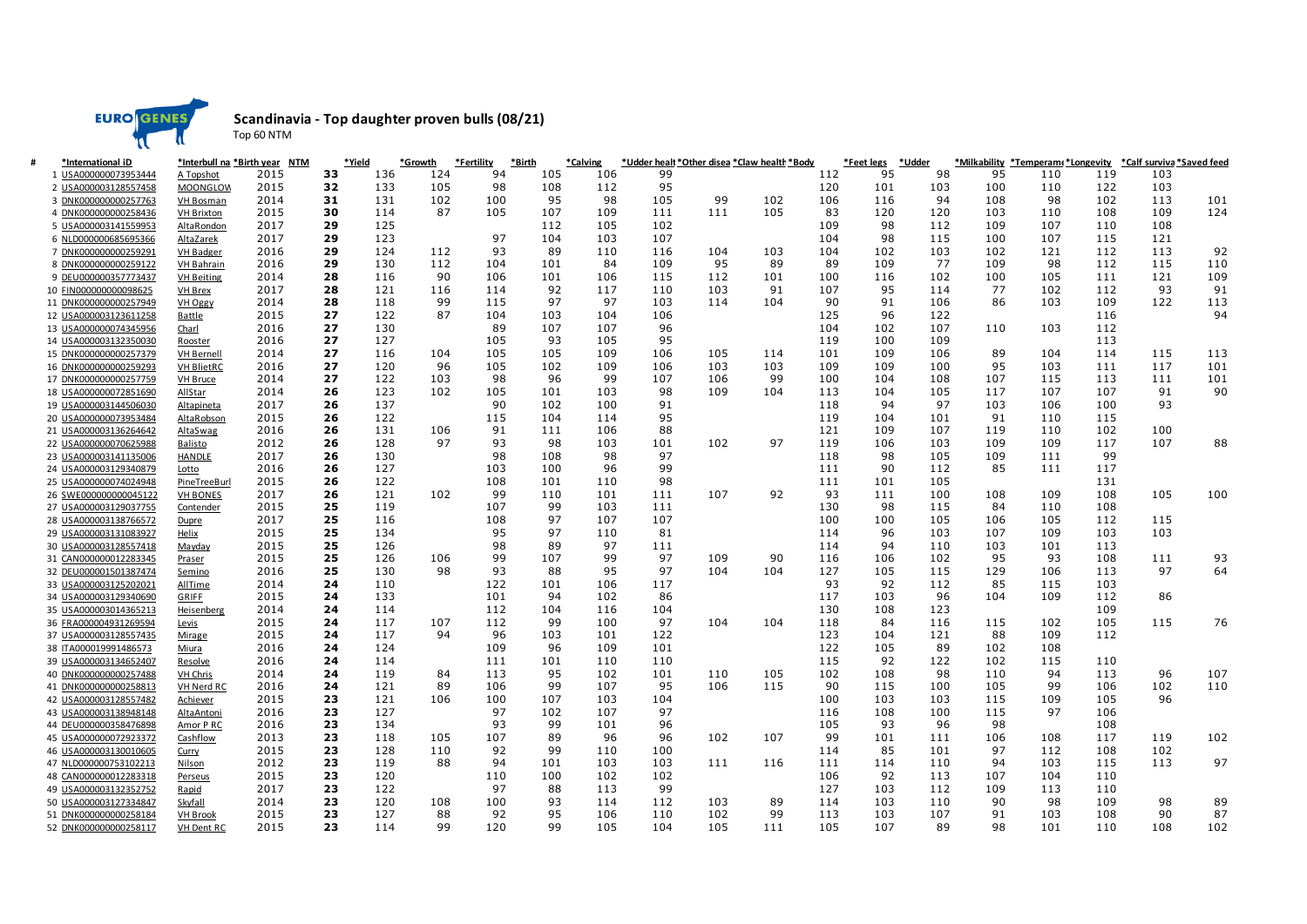# Scandinavia - Top daughter proven bulls (08/21)

Top 60 NTM

| # | *International ID | *Interbull na | *Birth year | NTM | *Yield | *Growth | *Fertility | *Birth | *Calving | *Udder healt | *Other disea | *Claw health | *Body | *Feet legs | *Udder | *Milkability | *Temperam | *Longevity | *Calf surviva | *Saved feed |
|---|---|---|---|---|---|---|---|---|---|---|---|---|---|---|---|---|---|---|---|---|
| 1 | USA000000073953444 | A Topshot | 2015 | 33 | 136 | 124 | 94 | 105 | 106 | 99 | | | 112 | 95 | 98 | 95 | 110 | 119 | 103 | |
| 2 | USA000003128557458 | MOONGLOW | 2015 | 32 | 133 | 105 | 98 | 108 | 112 | 95 | | | 120 | 101 | 103 | 100 | 110 | 122 | 103 | |
| 3 | DNK000000000257763 | VH Bosman | 2014 | 31 | 131 | 102 | 100 | 95 | 98 | 105 | 99 | 102 | 106 | 116 | 94 | 108 | 98 | 102 | 113 | 101 |
| 4 | DNK000000000258436 | VH Brixton | 2015 | 30 | 114 | 87 | 105 | 107 | 109 | 111 | 111 | 105 | 83 | 120 | 120 | 103 | 110 | 108 | 109 | 124 |
| 5 | USA000003141559953 | AltaRondon | 2017 | 29 | 125 | | | 112 | 105 | 102 | | | 109 | 98 | 112 | 109 | 107 | 110 | 108 | |
| 6 | NLD000000685695366 | AltaZarek | 2017 | 29 | 123 | | 97 | 104 | 103 | 107 | | | 104 | 98 | 115 | 100 | 107 | 115 | 121 | |
| 7 | DNK000000000259291 | VH Badger | 2016 | 29 | 124 | 112 | 93 | 89 | 110 | 116 | 104 | 103 | 104 | 102 | 103 | 102 | 121 | 112 | 113 | 92 |
| 8 | DNK000000000259122 | VH Bahrain | 2016 | 29 | 130 | 112 | 104 | 101 | 84 | 109 | 95 | 89 | 89 | 109 | 77 | 109 | 98 | 112 | 115 | 110 |
| 9 | DEU000000357773437 | VH Beiting | 2014 | 28 | 116 | 90 | 106 | 101 | 106 | 115 | 112 | 101 | 100 | 116 | 102 | 100 | 105 | 111 | 121 | 109 |
| 10 | FIN000000000098625 | VH Brex | 2017 | 28 | 121 | 116 | 114 | 92 | 117 | 110 | 103 | 91 | 107 | 95 | 114 | 77 | 102 | 112 | 93 | 91 |
| 11 | DNK000000000257949 | VH Oggy | 2014 | 28 | 118 | 99 | 115 | 97 | 97 | 103 | 114 | 104 | 90 | 91 | 106 | 86 | 103 | 109 | 122 | 113 |
| 12 | USA000003123611258 | Battle | 2015 | 27 | 122 | 87 | 104 | 103 | 104 | 106 | | | 125 | 96 | 122 | | | 116 | | 94 |
| 13 | USA000000074345956 | Charl | 2016 | 27 | 130 | | 89 | 107 | 107 | 96 | | | 104 | 102 | 107 | 110 | 103 | 112 | | |
| 14 | USA000003132350030 | Rooster | 2016 | 27 | 127 | | 105 | 93 | 105 | 95 | | | 119 | 100 | 109 | | | 113 | | |
| 15 | DNK000000000257379 | VH Bernell | 2014 | 27 | 116 | 104 | 105 | 105 | 109 | 106 | 105 | 114 | 101 | 109 | 106 | 89 | 104 | 114 | 115 | 113 |
| 16 | DNK000000000259293 | VH BlietRC | 2016 | 27 | 120 | 96 | 105 | 102 | 109 | 106 | 103 | 103 | 109 | 109 | 100 | 95 | 103 | 111 | 117 | 101 |
| 17 | DNK000000000257759 | VH Bruce | 2014 | 27 | 122 | 103 | 98 | 96 | 99 | 107 | 106 | 99 | 100 | 104 | 108 | 107 | 115 | 113 | 111 | 101 |
| 18 | USA000000072851690 | AllStar | 2014 | 26 | 123 | 102 | 105 | 101 | 103 | 98 | 109 | 104 | 113 | 104 | 105 | 117 | 107 | 107 | 91 | 90 |
| 19 | USA000003144506030 | Altapineta | 2017 | 26 | 137 | | 90 | 102 | 100 | 91 | | | 118 | 94 | 97 | 103 | 106 | 100 | 93 | |
| 20 | USA000000073953484 | AltaRobson | 2015 | 26 | 122 | | 115 | 104 | 114 | 95 | | | 119 | 104 | 101 | 91 | 110 | 115 | | |
| 21 | USA000003136264642 | AltaSwag | 2016 | 26 | 131 | 106 | 91 | 111 | 106 | 88 | | | 121 | 109 | 107 | 119 | 110 | 102 | 100 | |
| 22 | DNK000000070625988 | Balisto | 2012 | 26 | 128 | 97 | 93 | 98 | 103 | 101 | 102 | 97 | 119 | 106 | 103 | 109 | 109 | 117 | 107 | 88 |
| 23 | USA000003141135006 | HANDLE | 2017 | 26 | 130 | | 98 | 108 | 98 | 97 | | | 118 | 98 | 105 | 109 | 111 | 99 | | |
| 24 | USA000003129340879 | Lotto | 2016 | 26 | 127 | | 103 | 100 | 96 | 99 | | | 111 | 90 | 112 | 85 | 111 | 117 | | |
| 25 | USA000000074024948 | PineTreeBurl | 2015 | 26 | 122 | | 108 | 101 | 110 | 98 | | | 111 | 101 | 105 | | | 131 | | |
| 26 | SWE000000000045122 | VH BONES | 2017 | 26 | 121 | 102 | 99 | 110 | 101 | 111 | 107 | 92 | 93 | 111 | 100 | 108 | 109 | 108 | 105 | 100 |
| 27 | USA000003129037755 | Contender | 2015 | 25 | 119 | | 107 | 99 | 103 | 111 | | | 130 | 98 | 115 | 84 | 110 | 108 | | |
| 28 | USA000003138766572 | Dupre | 2017 | 25 | 116 | | 108 | 97 | 107 | 107 | | | 100 | 100 | 105 | 106 | 105 | 112 | 115 | |
| 29 | USA000003131083927 | Helix | 2015 | 25 | 134 | | 95 | 97 | 110 | 81 | | | 114 | 96 | 103 | 107 | 109 | 103 | 103 | |
| 30 | USA000003128557418 | Mayday | 2015 | 25 | 126 | | 98 | 89 | 97 | 111 | | | 114 | 94 | 110 | 103 | 101 | 113 | | |
| 31 | CAN000000012283345 | Praser | 2015 | 25 | 126 | 106 | 99 | 107 | 99 | 97 | 109 | 90 | 116 | 106 | 102 | 95 | 93 | 108 | 111 | 93 |
| 32 | DEU000001501387474 | Semino | 2016 | 25 | 130 | 98 | 93 | 88 | 95 | 97 | 104 | 104 | 127 | 105 | 115 | 129 | 106 | 113 | 97 | 64 |
| 33 | USA000003125202021 | AllTime | 2014 | 24 | 110 | | 122 | 101 | 106 | 117 | | | 93 | 92 | 112 | 85 | 115 | 103 | | |
| 34 | USA000003129340690 | GRIFF | 2015 | 24 | 133 | | 101 | 94 | 102 | 86 | | | 117 | 103 | 96 | 104 | 109 | 112 | 86 | |
| 35 | USA000003014365213 | Heisenberg | 2014 | 24 | 114 | | 112 | 104 | 116 | 104 | | | 130 | 108 | 123 | | | 109 | | |
| 36 | FRA000004931269594 | Levis | 2015 | 24 | 117 | 107 | 112 | 99 | 100 | 97 | 104 | 104 | 118 | 84 | 116 | 115 | 102 | 105 | 115 | 76 |
| 37 | USA000003128557435 | Mirage | 2015 | 24 | 117 | 94 | 96 | 103 | 101 | 122 | | | 123 | 104 | 121 | 88 | 109 | 112 | | |
| 38 | ITA000019991486573 | Miura | 2016 | 24 | 124 | | 109 | 96 | 109 | 101 | | | 122 | 105 | 89 | 102 | 108 | | | |
| 39 | USA000003134652407 | Resolve | 2016 | 24 | 114 | | 111 | 101 | 110 | 110 | | | 115 | 92 | 122 | 102 | 115 | 110 | | |
| 40 | DNK000000000257488 | VH Chris | 2014 | 24 | 119 | 84 | 113 | 95 | 102 | 101 | 110 | 105 | 102 | 108 | 98 | 110 | 94 | 113 | 96 | 107 |
| 41 | DNK000000000258813 | VH Nerd RC | 2016 | 24 | 121 | 89 | 106 | 99 | 107 | 95 | 106 | 115 | 90 | 115 | 100 | 105 | 99 | 106 | 102 | 110 |
| 42 | USA000003128557482 | Achiever | 2015 | 23 | 121 | 106 | 100 | 107 | 103 | 104 | | | 100 | 103 | 103 | 115 | 109 | 105 | 96 | |
| 43 | USA000003138948148 | AltaAntoni | 2016 | 23 | 127 | | 97 | 102 | 107 | 97 | | | 116 | 108 | 100 | 115 | 97 | 106 | | |
| 44 | DEU000000358476898 | Amor P RC | 2016 | 23 | 134 | | 93 | 99 | 101 | 96 | | | 105 | 93 | 96 | 98 | | 108 | | |
| 45 | USA000000072923372 | Cashflow | 2013 | 23 | 118 | 105 | 107 | 89 | 96 | 96 | 102 | 107 | 99 | 101 | 111 | 106 | 108 | 117 | 119 | 102 |
| 46 | USA000003130010605 | Curry | 2015 | 23 | 128 | 110 | 92 | 99 | 110 | 100 | | | 114 | 85 | 101 | 97 | 112 | 108 | 102 | |
| 47 | NLD000000753102213 | Nilson | 2012 | 23 | 119 | 88 | 94 | 101 | 103 | 103 | 111 | 116 | 111 | 114 | 110 | 94 | 103 | 115 | 113 | 97 |
| 48 | CAN000000012283318 | Perseus | 2015 | 23 | 120 | | 110 | 100 | 102 | 102 | | | 106 | 92 | 113 | 107 | 104 | 110 | | |
| 49 | USA000003132352752 | Rapid | 2017 | 23 | 122 | | 97 | 88 | 113 | 99 | | | 127 | 103 | 112 | 109 | 113 | 110 | | |
| 50 | USA000003127334847 | Skyfall | 2014 | 23 | 120 | 108 | 100 | 93 | 114 | 112 | 103 | 89 | 114 | 103 | 110 | 90 | 98 | 109 | 98 | 89 |
| 51 | DNK000000000258184 | VH Brook | 2015 | 23 | 127 | 88 | 92 | 95 | 106 | 110 | 102 | 99 | 113 | 103 | 107 | 91 | 103 | 108 | 90 | 87 |
| 52 | DNK000000000258117 | VH Dent RC | 2015 | 23 | 114 | 99 | 120 | 99 | 105 | 104 | 105 | 111 | 105 | 107 | 89 | 98 | 101 | 110 | 108 | 102 |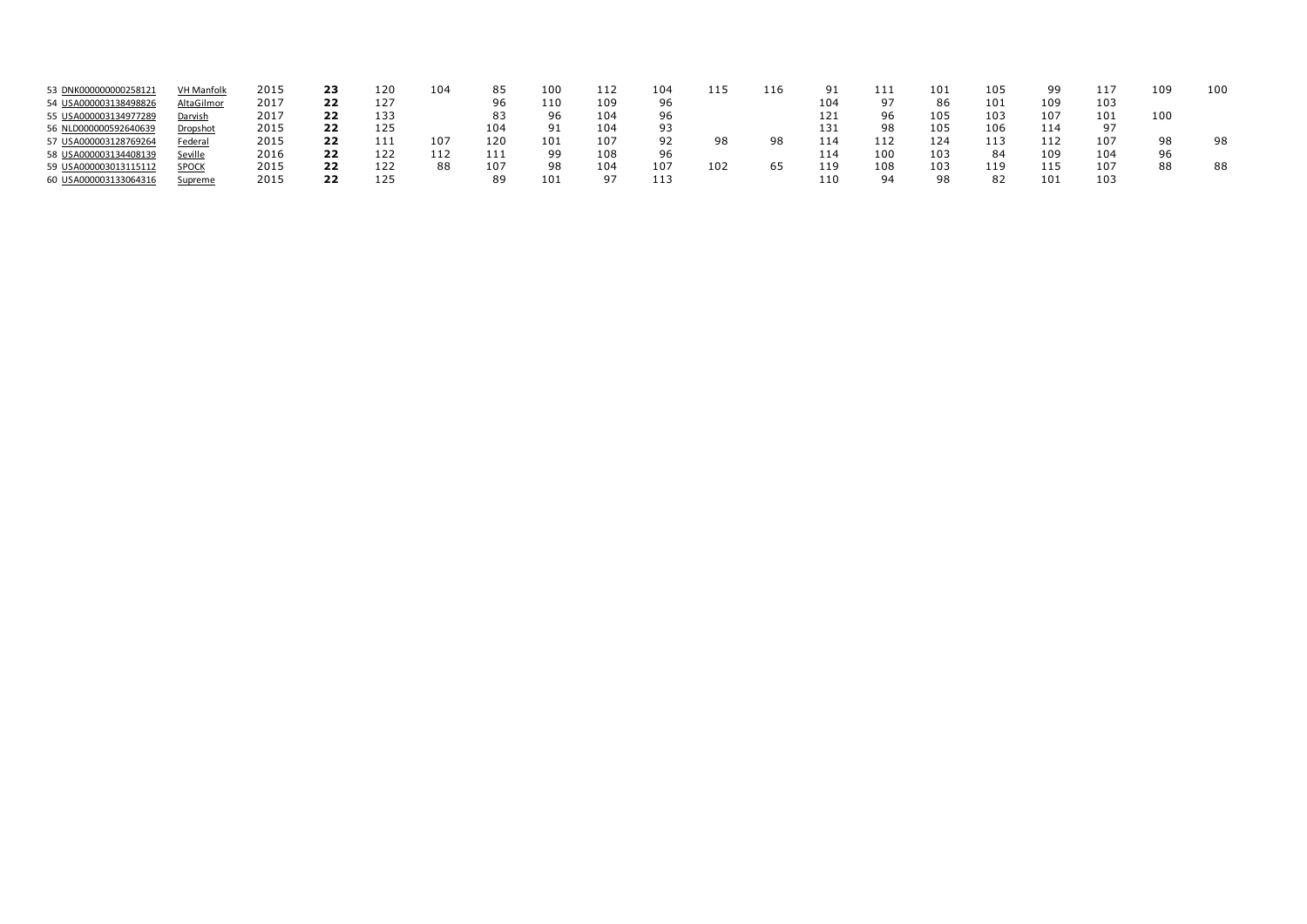| | | | | | | | | | | | | | | | | | | | | |
|---|---|---|---|---|---|---|---|---|---|---|---|---|---|---|---|---|---|---|---|---|
| 53 | DNK000000000258121 | VH Manfolk | 2015 | **23** | 120 | 104 | 85 | 100 | 112 | 104 | 115 | 116 | 91 | 111 | 101 | 105 | 99 | 117 | 109 | 100 |
| 54 | USA000003138498826 | AltaGilmor | 2017 | **22** | 127 | | 96 | 110 | 109 | 96 | | | 104 | 97 | 86 | 101 | 109 | 103 | | |
| 55 | USA000003134977289 | Darvish | 2017 | **22** | 133 | | 83 | 96 | 104 | 96 | | | 121 | 96 | 105 | 103 | 107 | 101 | 100 | |
| 56 | NLD000000592640639 | Dropshot | 2015 | **22** | 125 | | 104 | 91 | 104 | 93 | | | 131 | 98 | 105 | 106 | 114 | 97 | | |
| 57 | USA000003128769264 | Federal | 2015 | **22** | 111 | 107 | 120 | 101 | 107 | 92 | 98 | 98 | 114 | 112 | 124 | 113 | 112 | 107 | 98 | 98 |
| 58 | USA000003134408139 | Seville | 2016 | **22** | 122 | 112 | 111 | 99 | 108 | 96 | | | 114 | 100 | 103 | 84 | 109 | 104 | 96 | |
| 59 | USA000003013115112 | SPOCK | 2015 | **22** | 122 | 88 | 107 | 98 | 104 | 107 | 102 | 65 | 119 | 108 | 103 | 119 | 115 | 107 | 88 | 88 |
| 60 | USA000003133064316 | Supreme | 2015 | **22** | 125 | | 89 | 101 | 97 | 113 | | | 110 | 94 | 98 | 82 | 101 | 103 | | |